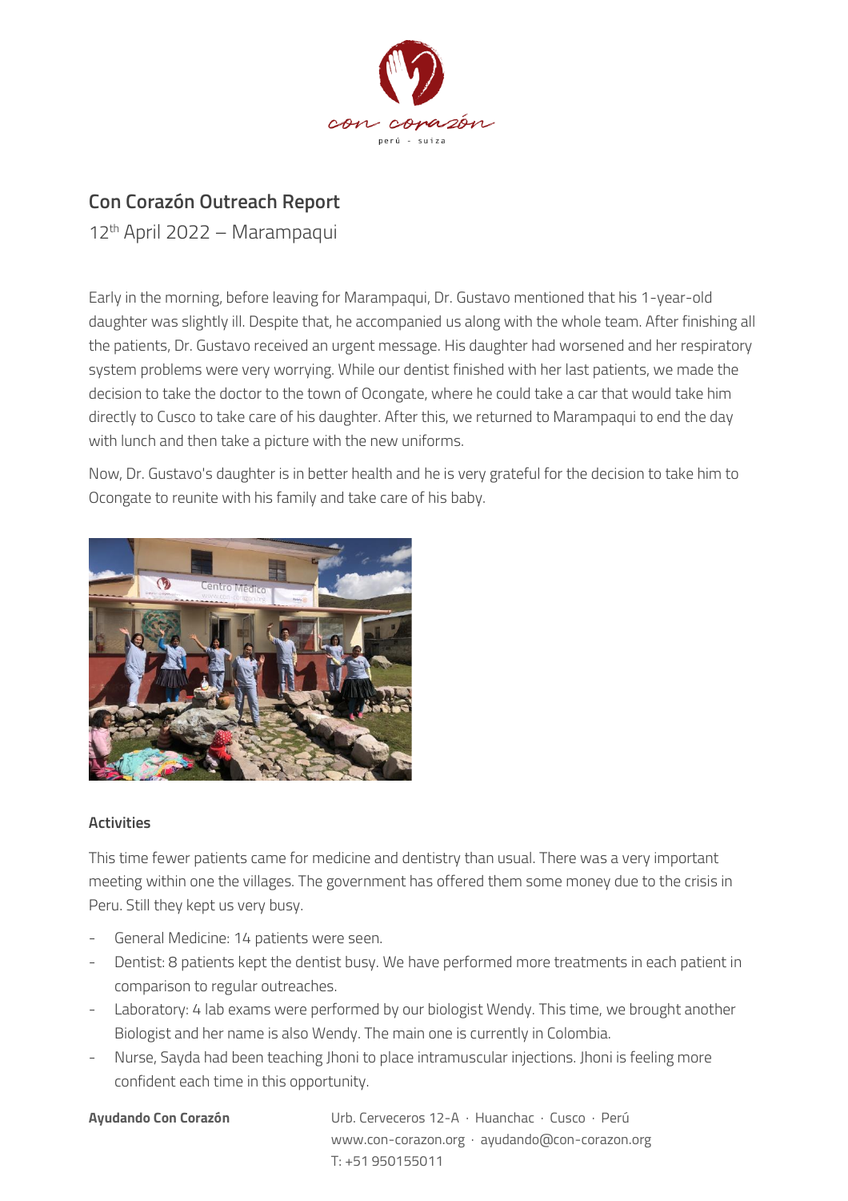## Con Corazón Outreach Report

12th April 2022 – Marampaqui

Early in the morning, before leaving for Marampaqui, Dr. Gustavo mentioned that his 1-year-old daughter was slightly ill. Despite that, he accompanied us along with the whole team. After finishing all the patients, Dr. Gustavo received an urgent message. His daughter had worsened and her respiratory system problems were very worrying. While our dentist finished with her last patients, we made the decision to take the doctor to the town of Ocongate, where he could take a car that would take him directly to Cusco to take care of his daughter. After this, we returned to Marampaqui to end the day with lunch and then take a picture with the new uniforms.

Now, Dr. Gustavo's daughter is in better health and he is very grateful for the decision to take him to Ocongate to reunite with his family and take care of his baby.

### Activities

This time fewer patients came for medicine and dentistry than usual. There was a very important meeting within one the villages. The government has offered them some money due to the crisis in Peru. Still they kept us very busy.

- General Medicine: 14 patients were seen.
- Dentist: 8 patients kept the dentist busy. We have performed more treatments in each patient in comparison to regular outreaches.
- Laboratory: 4 lab exams were performed by our biologist Wendy. This time, we brought another Biologist and her name is also Wendy. The main one is currently in Colombia.
- Nurse, Sayda had been teaching Jhoni to place intramuscular injections. Jhoni is feeling more confident each time in this opportunity.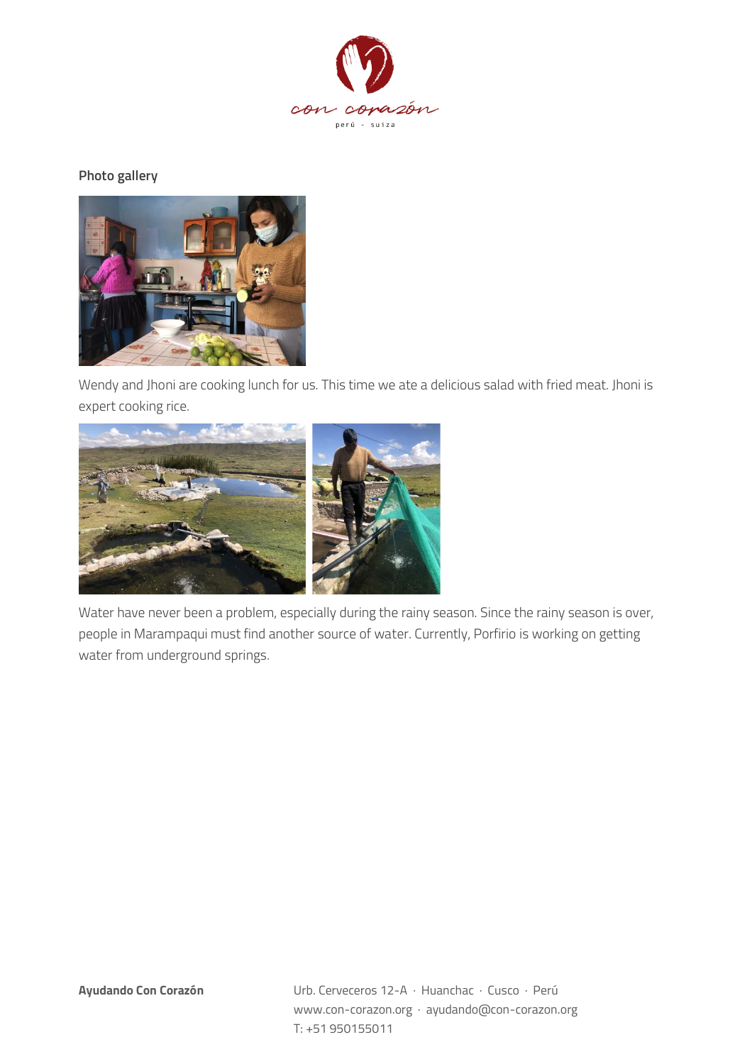**Photo gallery**

Wendy and Jhoni are cooking lunch for us. This time we ate a delicious salad with fried meat. Jhoni is expert cooking rice.

Water have never been a problem, especially during the rainy season. Since the rainy season is over, people in Marampaqui must find another source of water. Currently, Porfirio is working on getting water from underground springs.